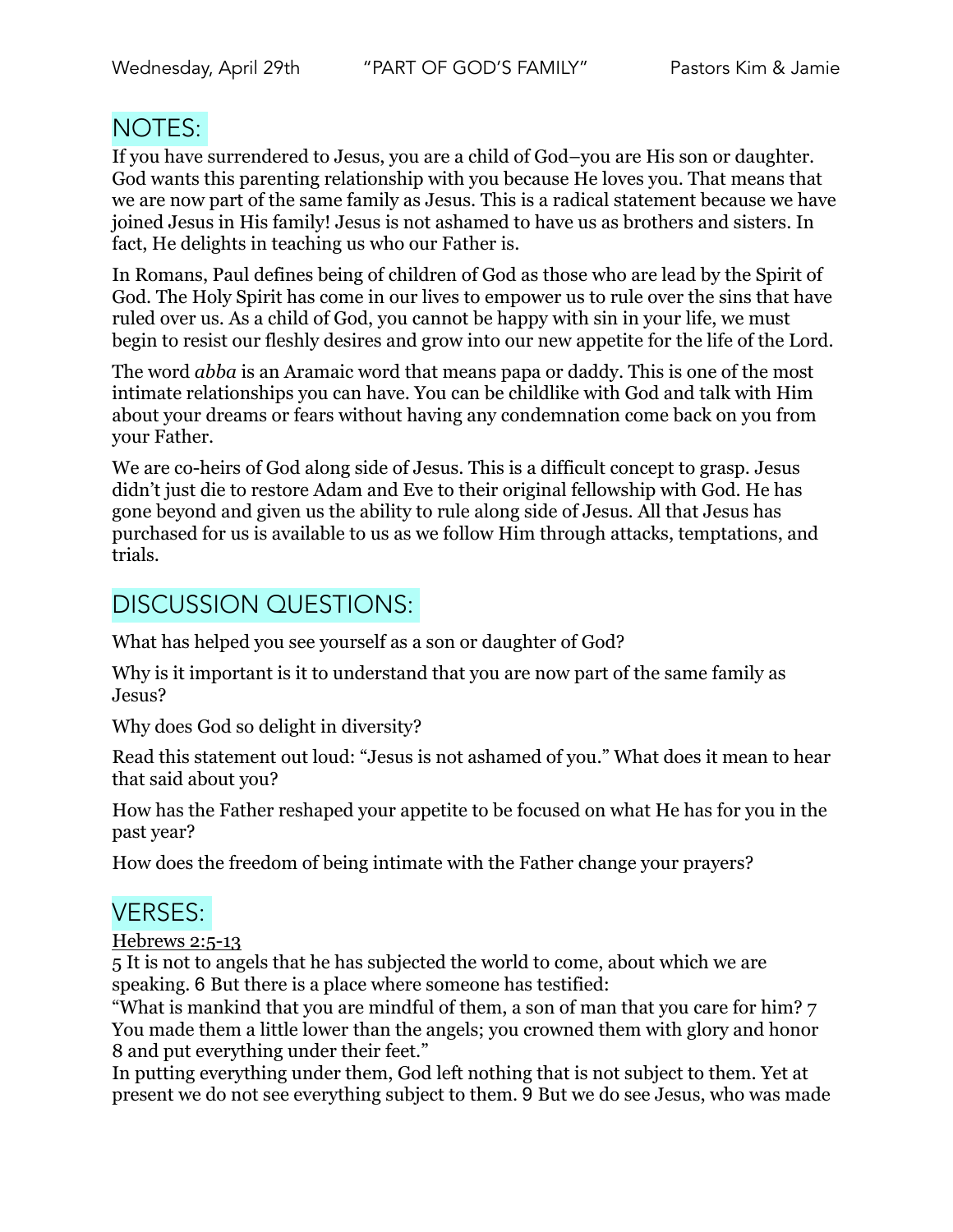Wednesday, April 29th "PART OF GOD'S FAMILY" Pastors Kim & Jamie

## NOTES:

If you have surrendered to Jesus, you are a child of God–you are His son or daughter. God wants this parenting relationship with you because He loves you. That means that we are now part of the same family as Jesus. This is a radical statement because we have joined Jesus in His family! Jesus is not ashamed to have us as brothers and sisters. In fact, He delights in teaching us who our Father is.

In Romans, Paul defines being of children of God as those who are lead by the Spirit of God. The Holy Spirit has come in our lives to empower us to rule over the sins that have ruled over us. As a child of God, you cannot be happy with sin in your life, we must begin to resist our fleshly desires and grow into our new appetite for the life of the Lord.

The word *abba* is an Aramaic word that means papa or daddy. This is one of the most intimate relationships you can have. You can be childlike with God and talk with Him about your dreams or fears without having any condemnation come back on you from your Father.

We are co-heirs of God along side of Jesus. This is a difficult concept to grasp. Jesus didn't just die to restore Adam and Eve to their original fellowship with God. He has gone beyond and given us the ability to rule along side of Jesus. All that Jesus has purchased for us is available to us as we follow Him through attacks, temptations, and trials.

## DISCUSSION QUESTIONS:

What has helped you see yourself as a son or daughter of God?

Why is it important is it to understand that you are now part of the same family as Jesus?

Why does God so delight in diversity?

Read this statement out loud: "Jesus is not ashamed of you." What does it mean to hear that said about you?

How has the Father reshaped your appetite to be focused on what He has for you in the past year?

How does the freedom of being intimate with the Father change your prayers?

## VERSES:

Hebrews 2:5-13

5 It is not to angels that he has subjected the world to come, about which we are speaking. 6 But there is a place where someone has testified:
"What is mankind that you are mindful of them, a son of man that you care for him? 7 You made them a little lower than the angels; you crowned them with glory and honor 8 and put everything under their feet."
In putting everything under them, God left nothing that is not subject to them. Yet at present we do not see everything subject to them. 9 But we do see Jesus, who was made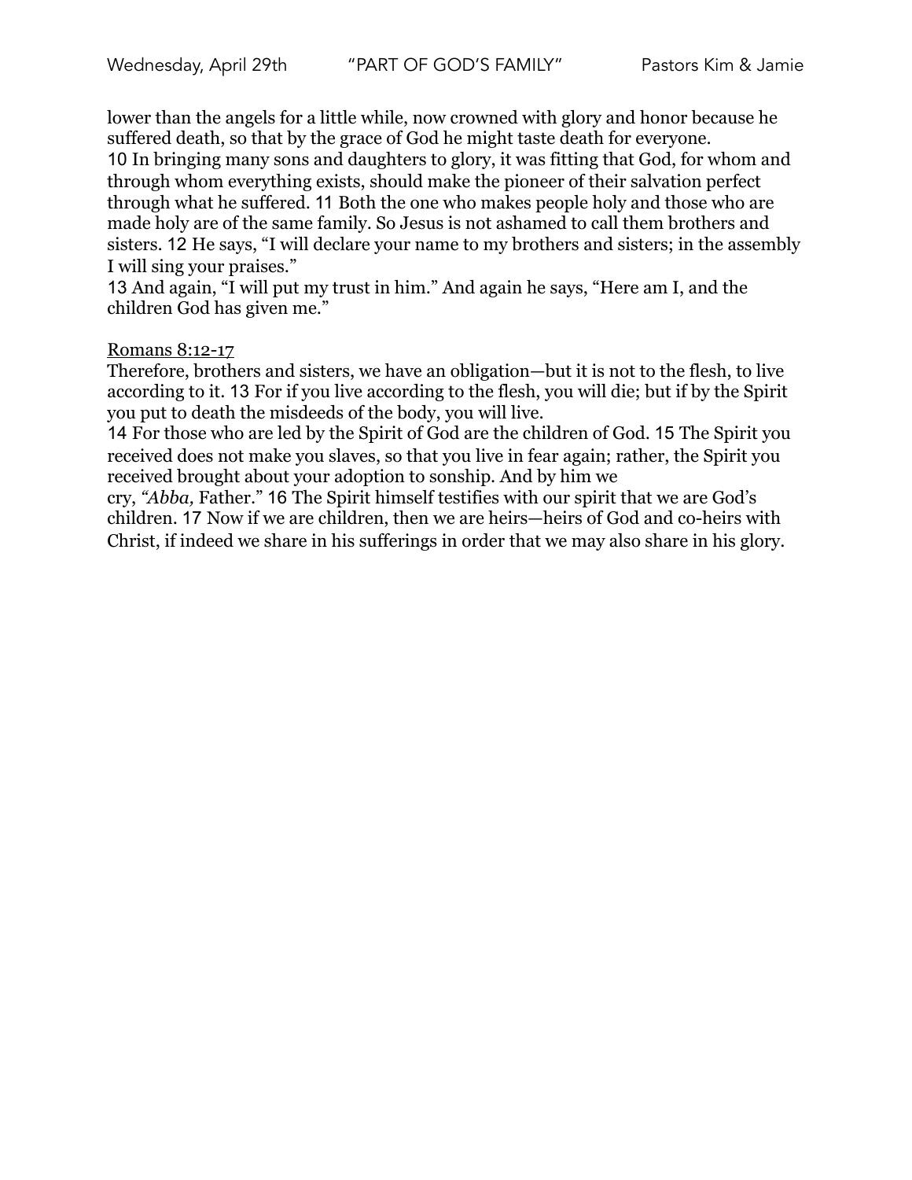lower than the angels for a little while, now crowned with glory and honor because he suffered death, so that by the grace of God he might taste death for everyone.
10 In bringing many sons and daughters to glory, it was fitting that God, for whom and through whom everything exists, should make the pioneer of their salvation perfect through what he suffered. 11 Both the one who makes people holy and those who are made holy are of the same family. So Jesus is not ashamed to call them brothers and sisters. 12 He says, “I will declare your name to my brothers and sisters; in the assembly I will sing your praises.”
13 And again, “I will put my trust in him.” And again he says, “Here am I, and the children God has given me.”

Romans 8:12-17
Therefore, brothers and sisters, we have an obligation—but it is not to the flesh, to live according to it. 13 For if you live according to the flesh, you will die; but if by the Spirit you put to death the misdeeds of the body, you will live.
14 For those who are led by the Spirit of God are the children of God. 15 The Spirit you received does not make you slaves, so that you live in fear again; rather, the Spirit you received brought about your adoption to sonship. And by him we cry, *“Abba,* Father.” 16 The Spirit himself testifies with our spirit that we are God’s children. 17 Now if we are children, then we are heirs—heirs of God and co-heirs with Christ, if indeed we share in his sufferings in order that we may also share in his glory.